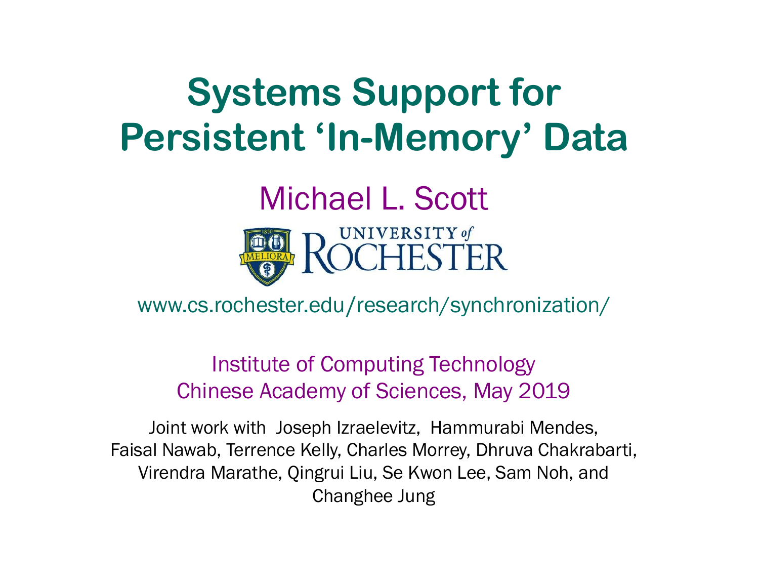# Systems Support for Persistent 'In-Memory' Data

Michael L. Scott

UNIVERSITY of ROCHESTER

www.cs.rochester.edu/research/synchronization/

Institute of Computing Technology
Chinese Academy of Sciences, May 2019

Joint work with Joseph Izraelevitz, Hammurabi Mendes, Faisal Nawab, Terrence Kelly, Charles Morrey, Dhruva Chakrabarti, Virendra Marathe, Qingrui Liu, Se Kwon Lee, Sam Noh, and Changhee Jung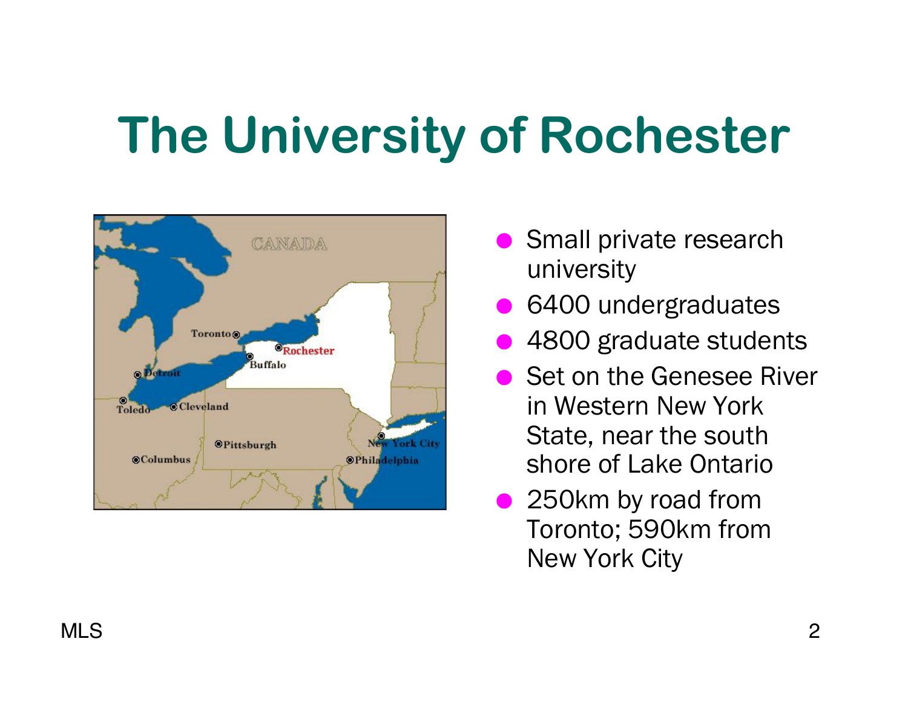# The University of Rochester

- Small private research university
- 6400 undergraduates
- 4800 graduate students
- Set on the Genesee River in Western New York State, near the south shore of Lake Ontario
- 250km by road from Toronto; 590km from New York City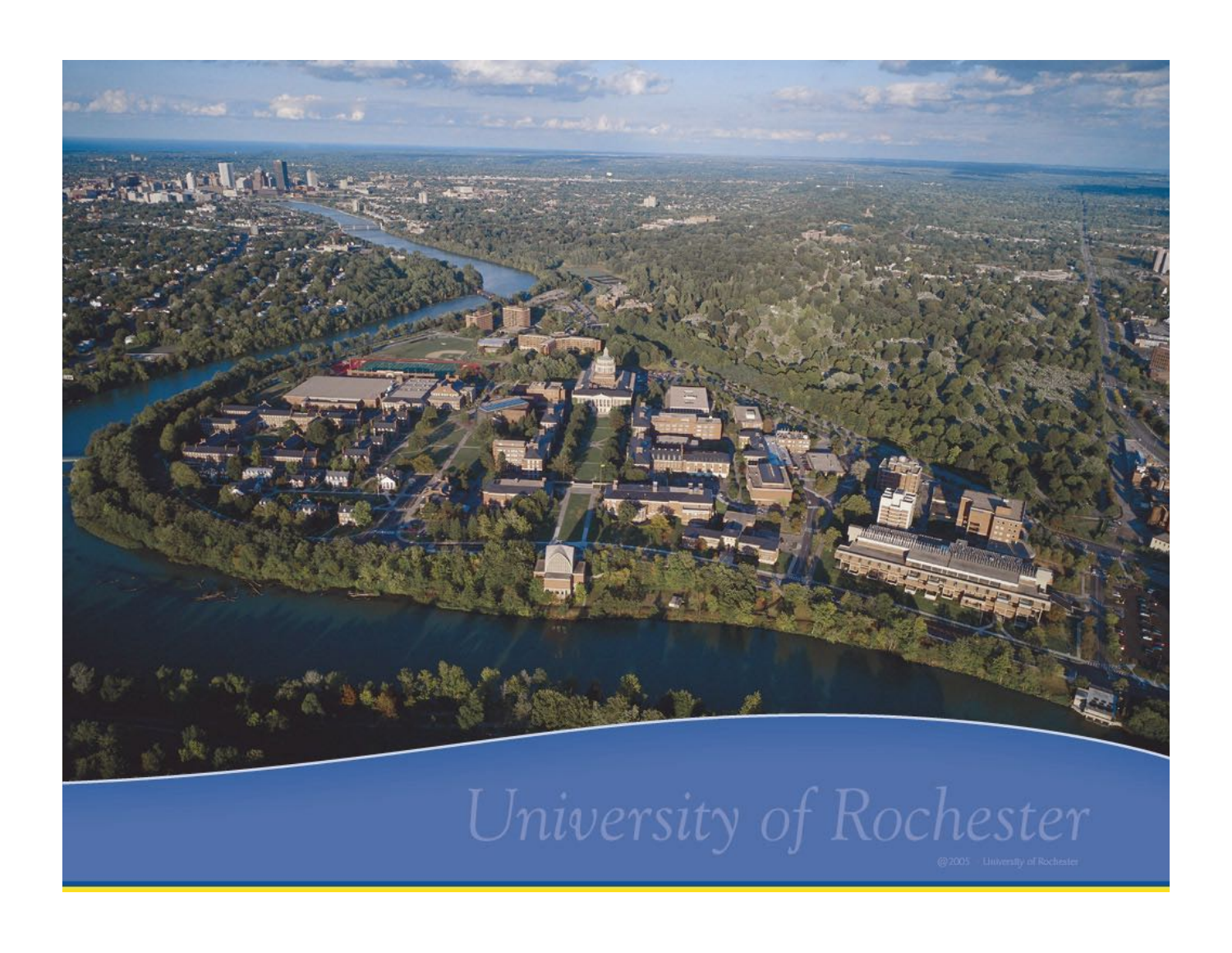University of Rochester

@2005 University of Rochester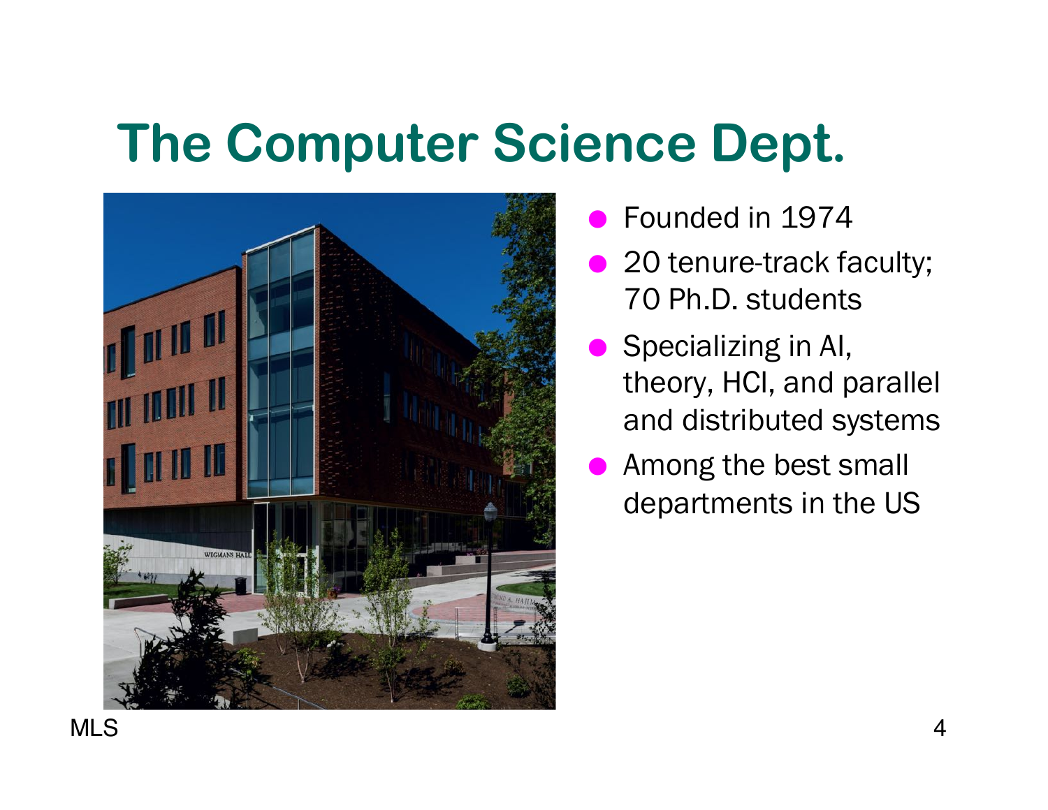# The Computer Science Dept.

- Founded in 1974
- 20 tenure-track faculty; 70 Ph.D. students
- Specializing in AI, theory, HCI, and parallel and distributed systems
- Among the best small departments in the US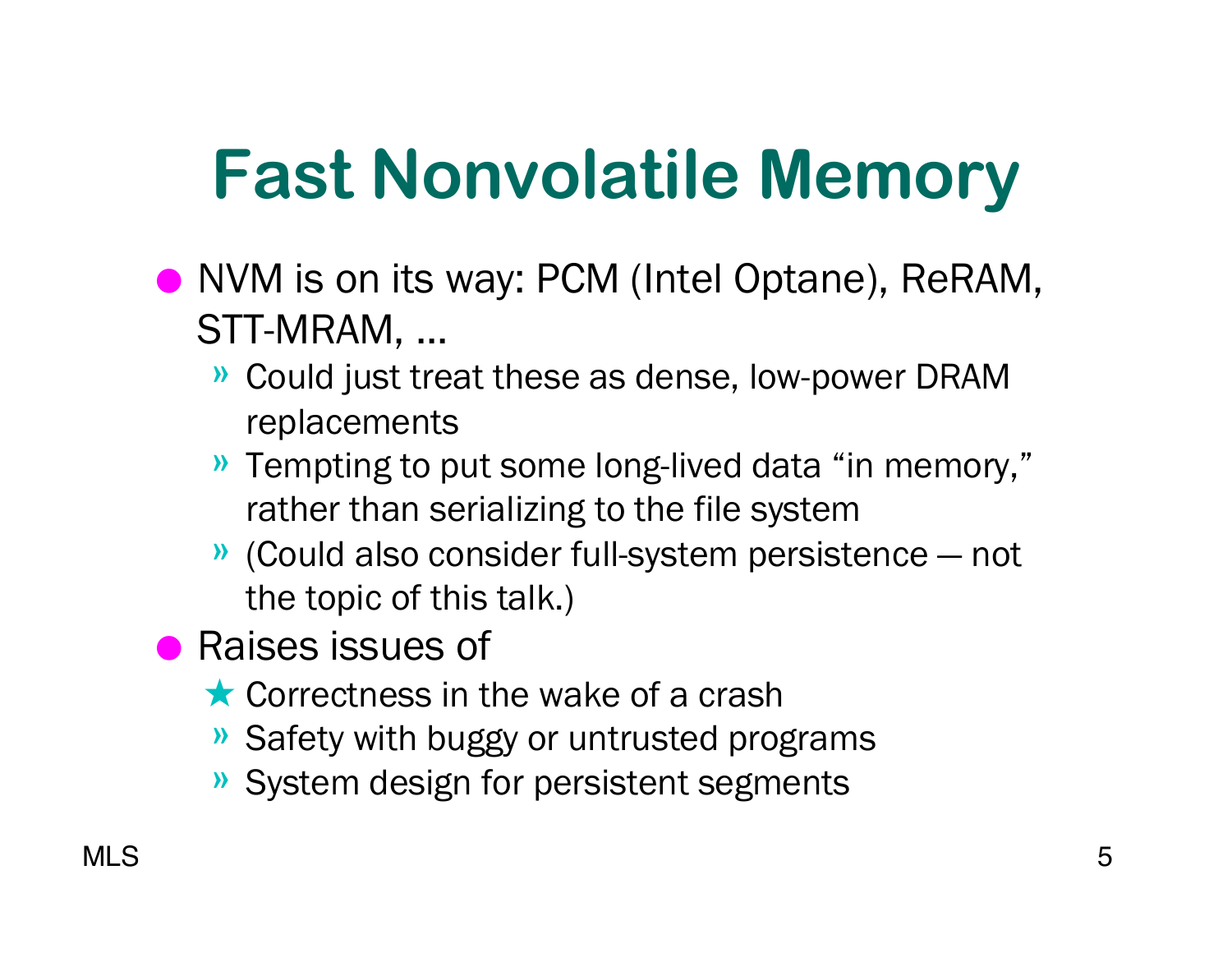# Fast Nonvolatile Memory

- NVM is on its way: PCM (Intel Optane), ReRAM, STT-MRAM, …
  - Could just treat these as dense, low-power DRAM replacements
  - Tempting to put some long-lived data "in memory," rather than serializing to the file system
  - (Could also consider full-system persistence — not the topic of this talk.)
- Raises issues of
  - ★ Correctness in the wake of a crash
  - Safety with buggy or untrusted programs
  - System design for persistent segments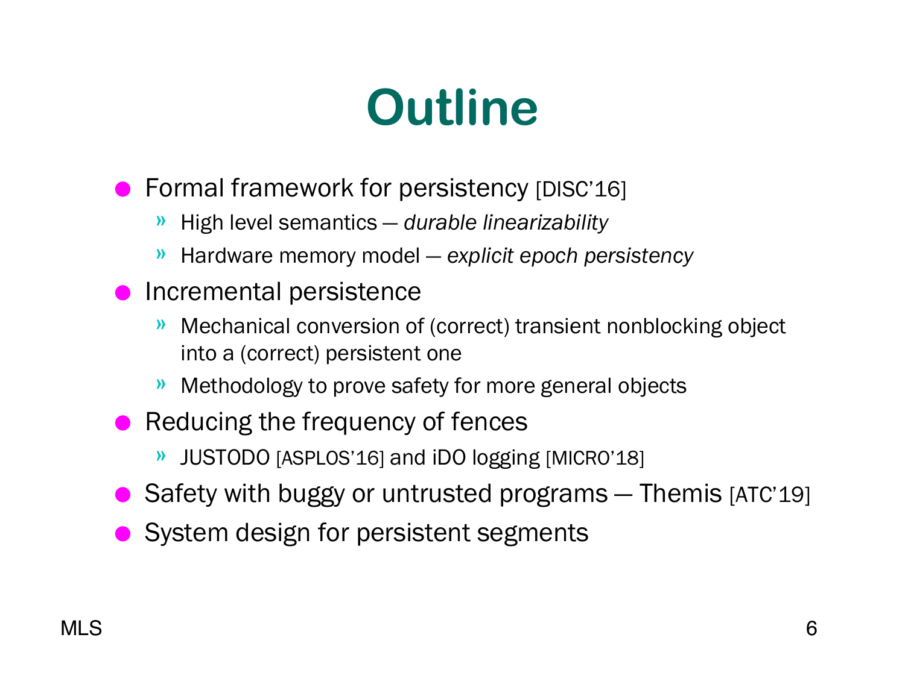# Outline

- Formal framework for persistency [DISC'16]
  - High level semantics — *durable linearizability*
  - Hardware memory model — *explicit epoch persistency*
- Incremental persistence
  - Mechanical conversion of (correct) transient nonblocking object into a (correct) persistent one
  - Methodology to prove safety for more general objects
- Reducing the frequency of fences
  - JUSTDO [ASPLOS'16] and iDO logging [MICRO'18]
- Safety with buggy or untrusted programs — Themis [ATC'19]
- System design for persistent segments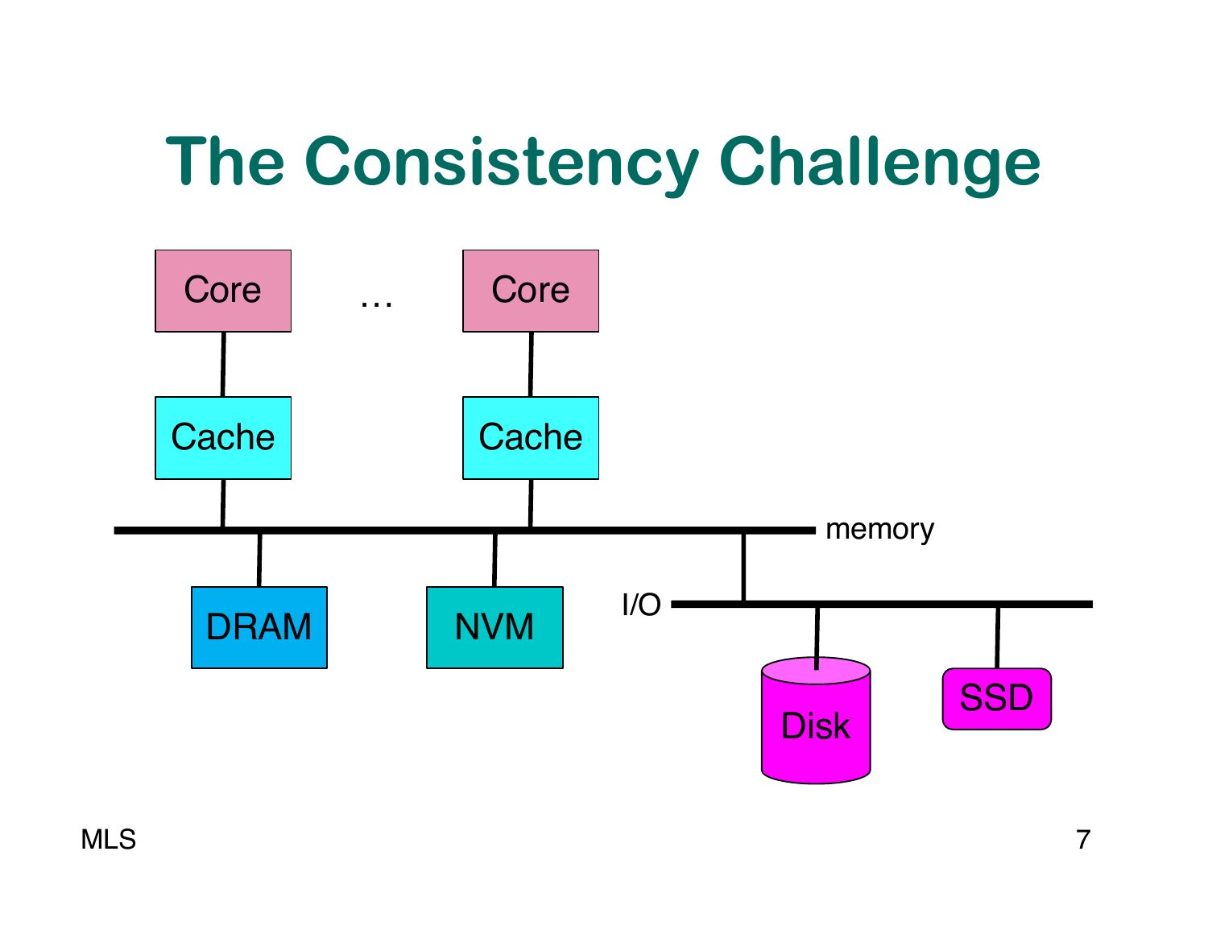# The Consistency Challenge

Core … Core

Cache Cache

memory

DRAM NVM

I/O

Disk SSD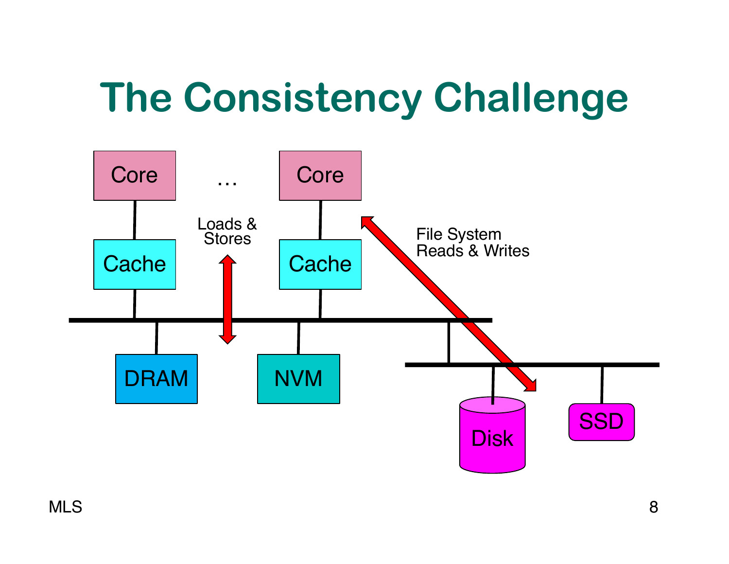# The Consistency Challenge

Core … Core

Cache Cache

Loads & Stores

File System Reads & Writes

DRAM NVM

Disk SSD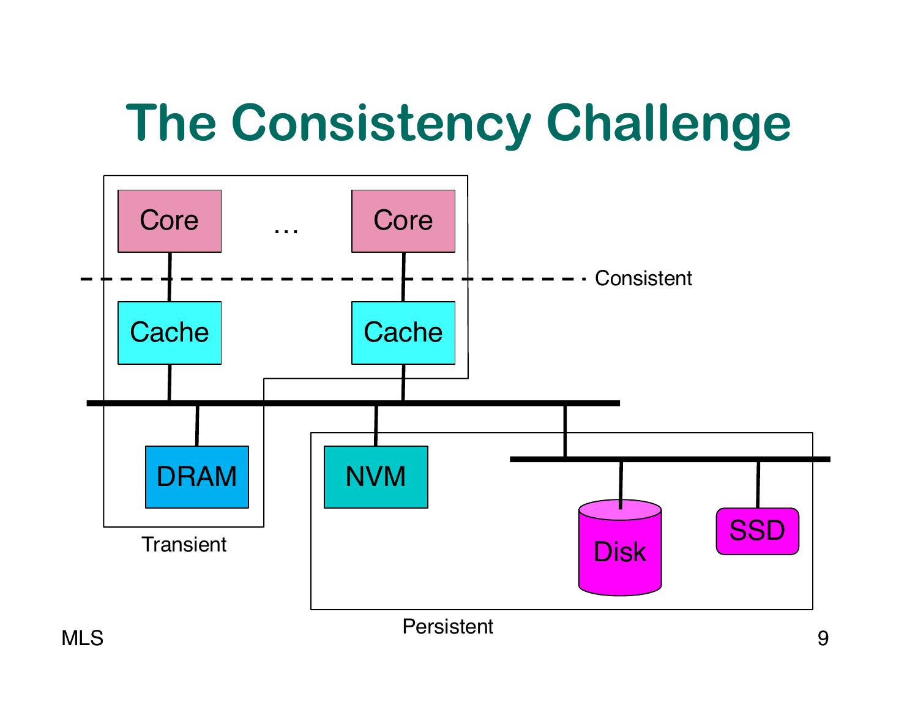# The Consistency Challenge

Core … Core

Consistent

Cache Cache

DRAM NVM Disk SSD

Transient

Persistent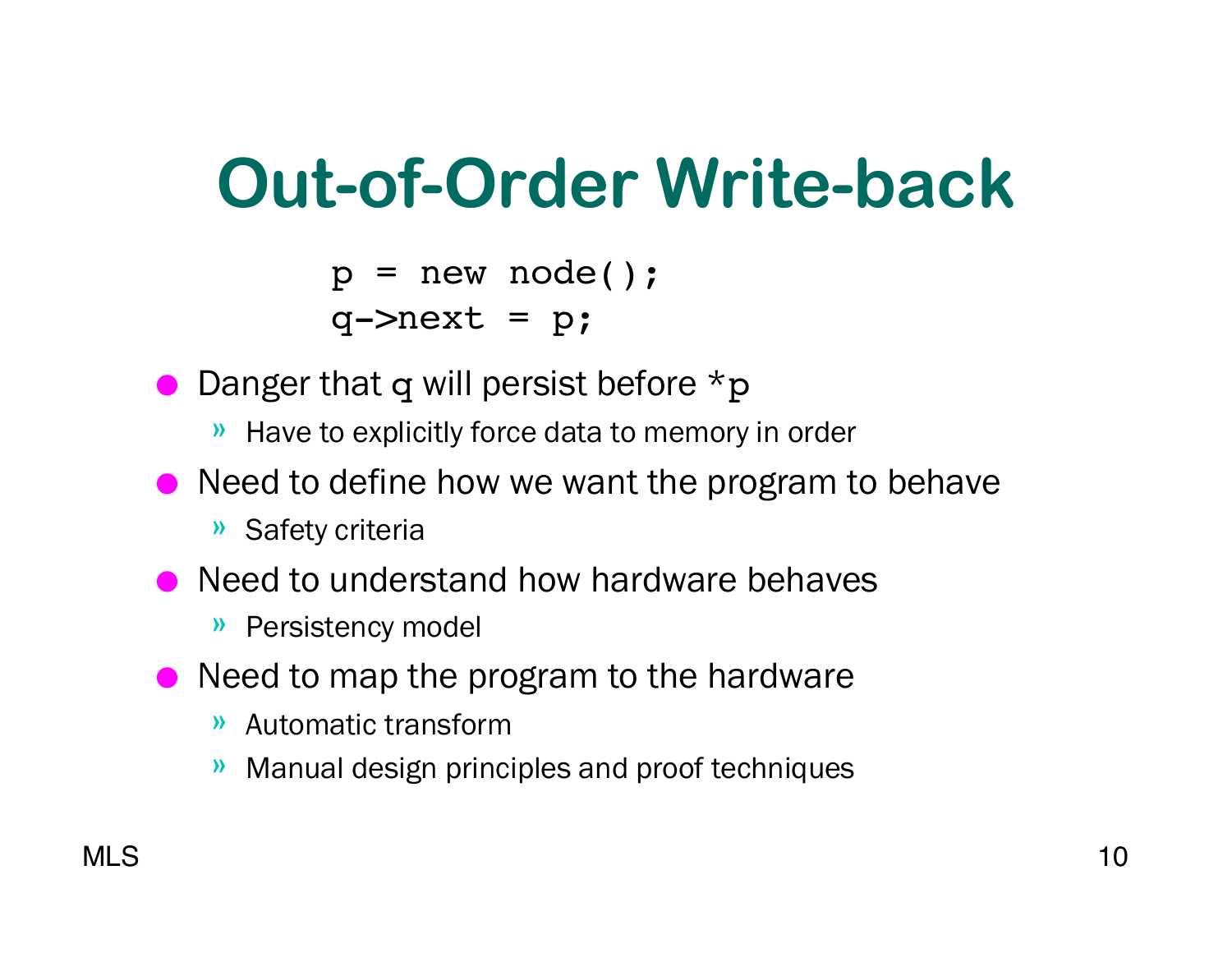# Out-of-Order Write-back

```
p = new node();
q->next = p;
```

- Danger that `q` will persist before `*p`
  - Have to explicitly force data to memory in order
- Need to define how we want the program to behave
  - Safety criteria
- Need to understand how hardware behaves
  - Persistency model
- Need to map the program to the hardware
  - Automatic transform
  - Manual design principles and proof techniques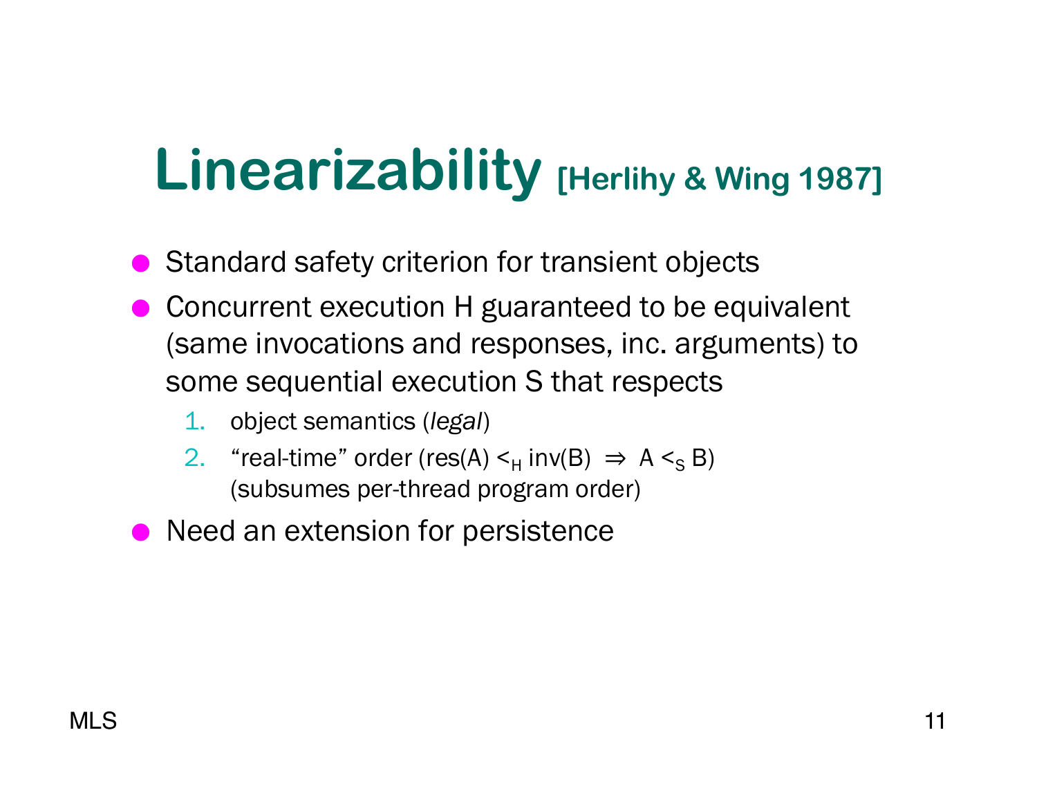# Linearizability [Herlihy & Wing 1987]

- Standard safety criterion for transient objects
- Concurrent execution H guaranteed to be equivalent (same invocations and responses, inc. arguments) to some sequential execution S that respects
  1. object semantics (*legal*)
  2. "real-time" order (res(A) $<_H$ inv(B) $\Rightarrow$ A $<_S$ B) (subsumes per-thread program order)
- Need an extension for persistence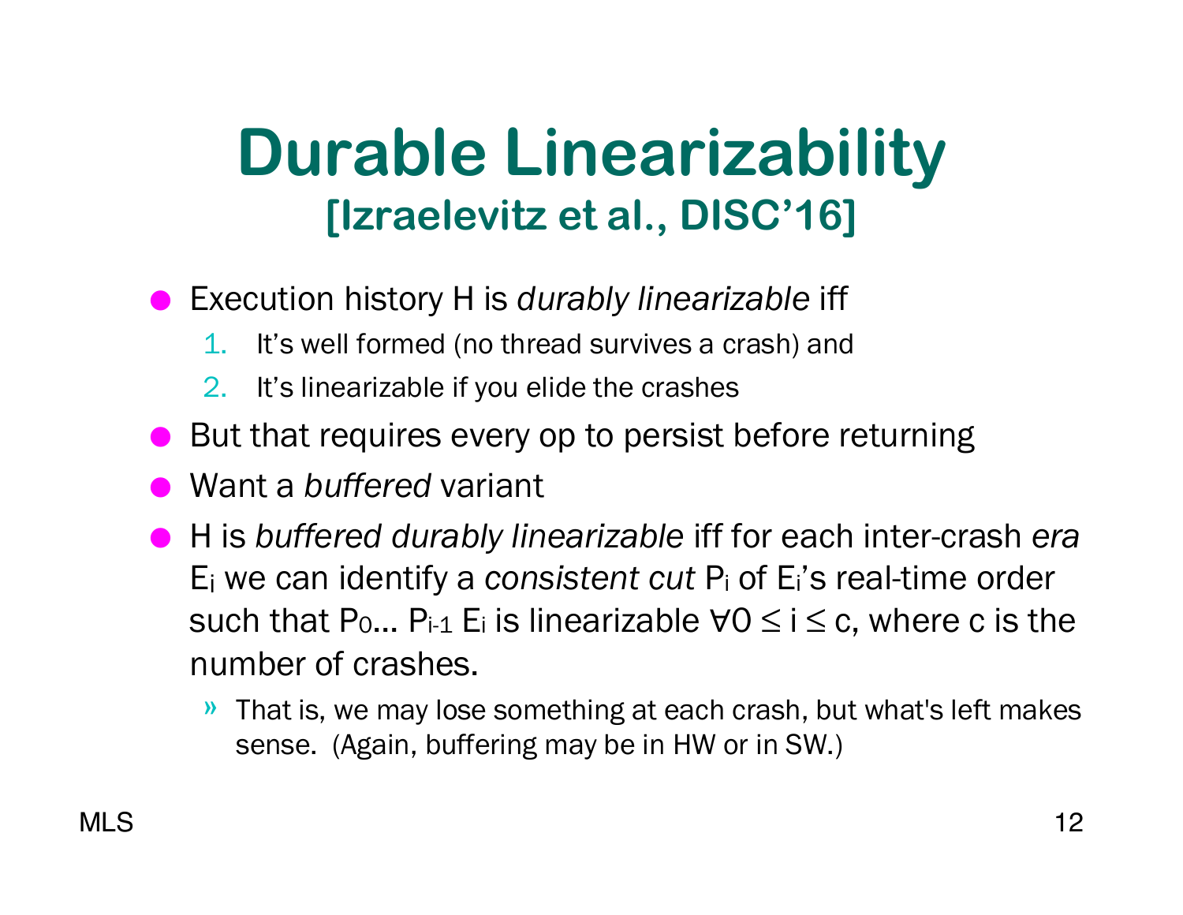# Durable Linearizability

## [Izraelevitz et al., DISC'16]

- Execution history H is *durably linearizable* iff
  1. It's well formed (no thread survives a crash) and
  2. It's linearizable if you elide the crashes
- But that requires every op to persist before returning
- Want a *buffered* variant
- H is *buffered durably linearizable* iff for each inter-crash *era* $E_i$ we can identify a *consistent cut* $P_i$ of $E_i$'s real-time order such that $P_0 \ldots P_{i-1} E_i$ is linearizable $\forall 0 \leq i \leq c$, where c is the number of crashes.
  - That is, we may lose something at each crash, but what's left makes sense. (Again, buffering may be in HW or in SW.)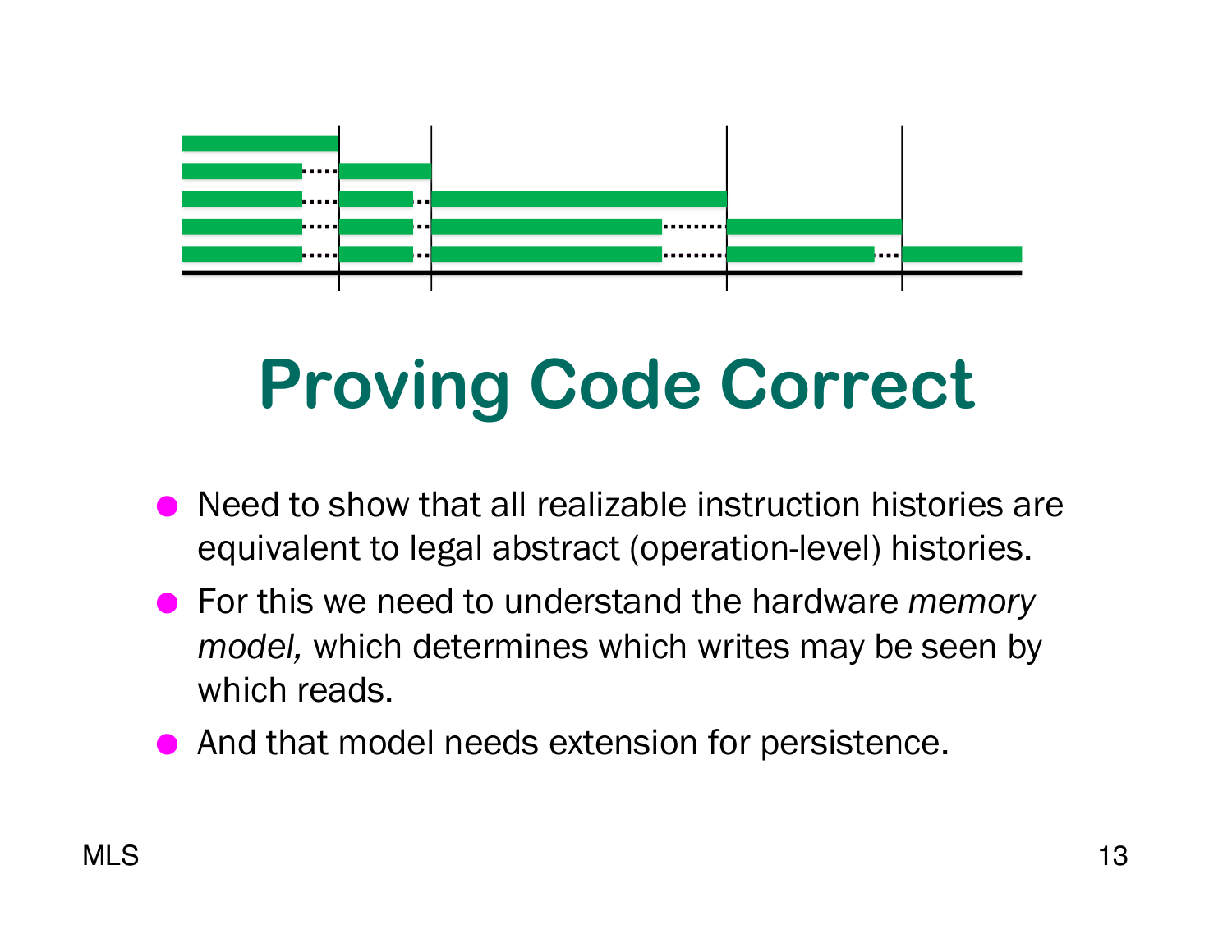# Proving Code Correct

- Need to show that all realizable instruction histories are equivalent to legal abstract (operation-level) histories.
- For this we need to understand the hardware *memory model,* which determines which writes may be seen by which reads.
- And that model needs extension for persistence.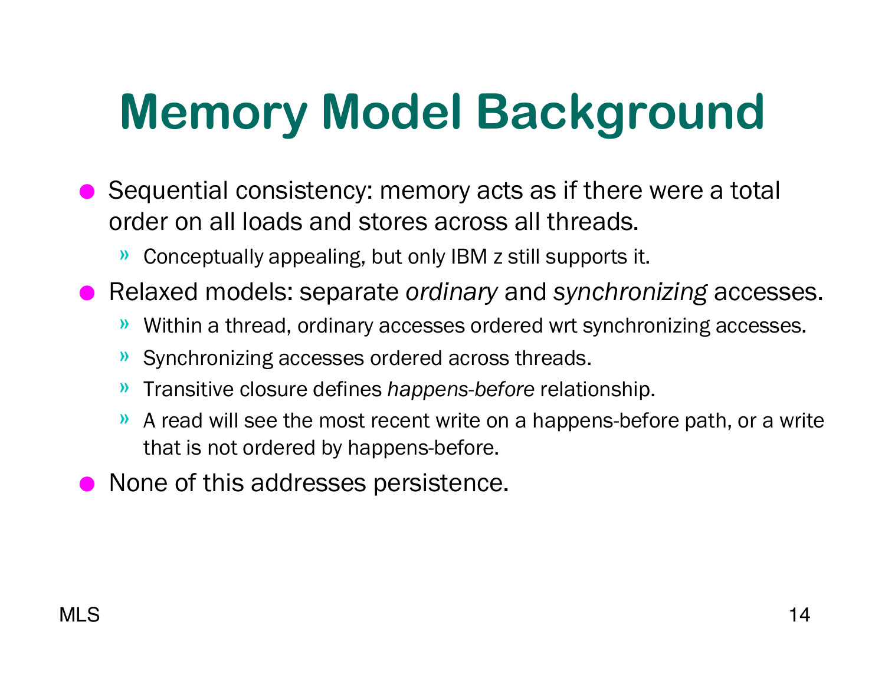# Memory Model Background

- Sequential consistency: memory acts as if there were a total order on all loads and stores across all threads.
  - Conceptually appealing, but only IBM z still supports it.
- Relaxed models: separate *ordinary* and *synchronizing* accesses.
  - Within a thread, ordinary accesses ordered wrt synchronizing accesses.
  - Synchronizing accesses ordered across threads.
  - Transitive closure defines *happens-before* relationship.
  - A read will see the most recent write on a happens-before path, or a write that is not ordered by happens-before.
- None of this addresses persistence.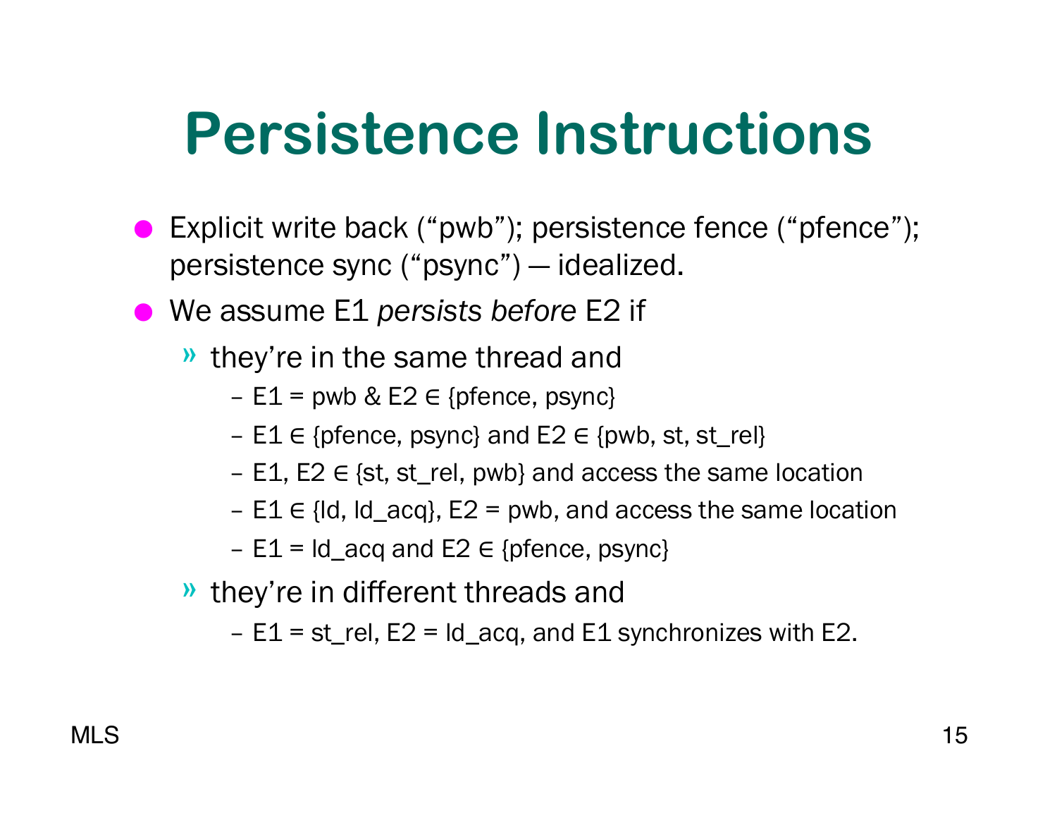# Persistence Instructions

- Explicit write back (“pwb”); persistence fence (“pfence”); persistence sync (“psync”) — idealized.
- We assume E1 *persists before* E2 if
  - they’re in the same thread and
    - E1 = pwb & E2 ∈ {pfence, psync}
    - E1 ∈ {pfence, psync} and E2 ∈ {pwb, st, st_rel}
    - E1, E2 ∈ {st, st_rel, pwb} and access the same location
    - E1 ∈ {ld, ld_acq}, E2 = pwb, and access the same location
    - E1 = ld_acq and E2 ∈ {pfence, psync}
  - they’re in different threads and
    - E1 = st_rel, E2 = ld_acq, and E1 synchronizes with E2.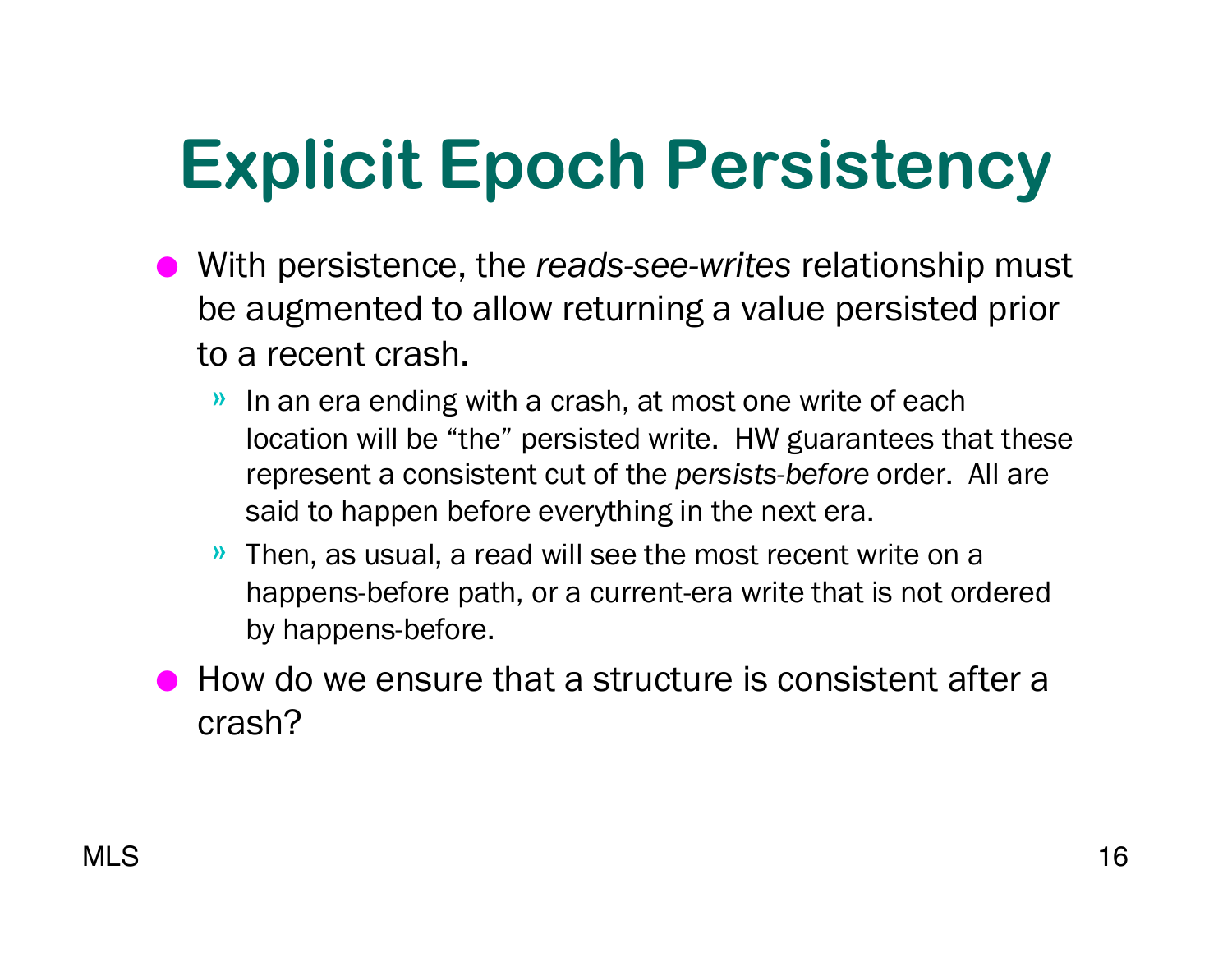# Explicit Epoch Persistency

- With persistence, the *reads-see-writes* relationship must be augmented to allow returning a value persisted prior to a recent crash.
  - In an era ending with a crash, at most one write of each location will be "the" persisted write. HW guarantees that these represent a consistent cut of the *persists-before* order. All are said to happen before everything in the next era.
  - Then, as usual, a read will see the most recent write on a happens-before path, or a current-era write that is not ordered by happens-before.
- How do we ensure that a structure is consistent after a crash?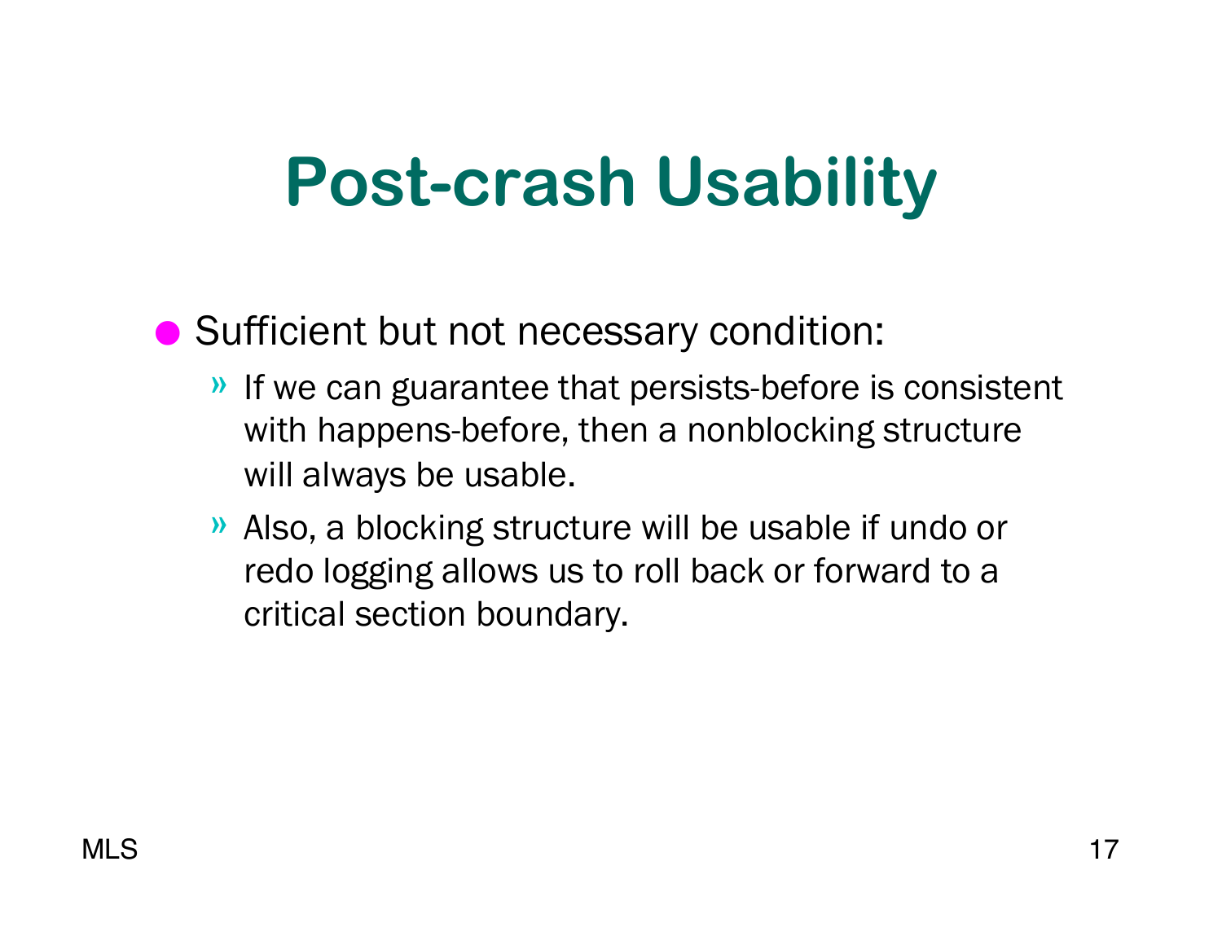# Post-crash Usability

- Sufficient but not necessary condition:
  - If we can guarantee that persists-before is consistent with happens-before, then a nonblocking structure will always be usable.
  - Also, a blocking structure will be usable if undo or redo logging allows us to roll back or forward to a critical section boundary.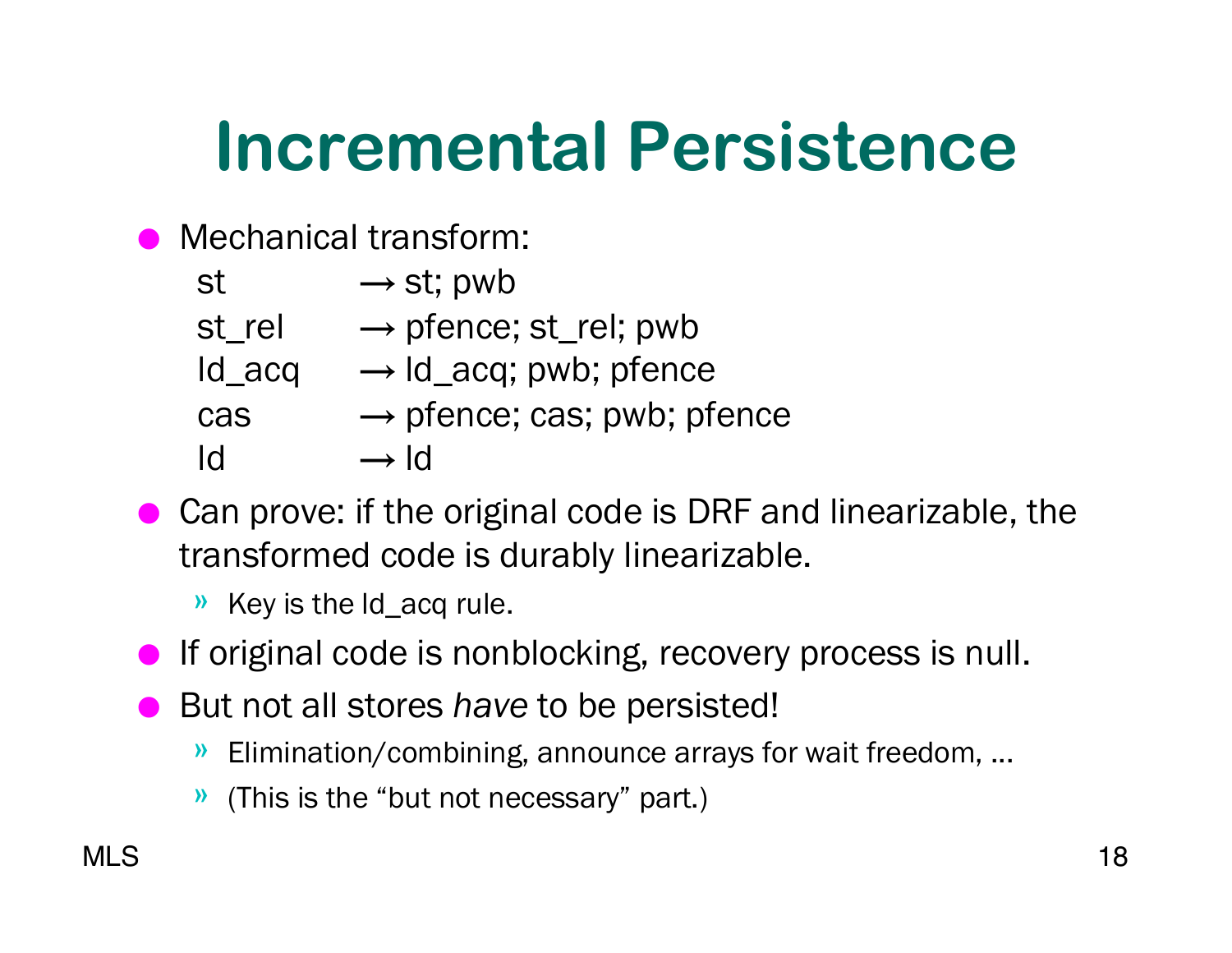# Incremental Persistence

- Mechanical transform:

```
st       → st; pwb
st_rel   → pfence; st_rel; pwb
ld_acq   → ld_acq; pwb; pfence
cas      → pfence; cas; pwb; pfence
ld       → ld
```

- Can prove: if the original code is DRF and linearizable, the transformed code is durably linearizable.
  - Key is the ld_acq rule.
- If original code is nonblocking, recovery process is null.
- But not all stores *have* to be persisted!
  - Elimination/combining, announce arrays for wait freedom, …
  - (This is the "but not necessary" part.)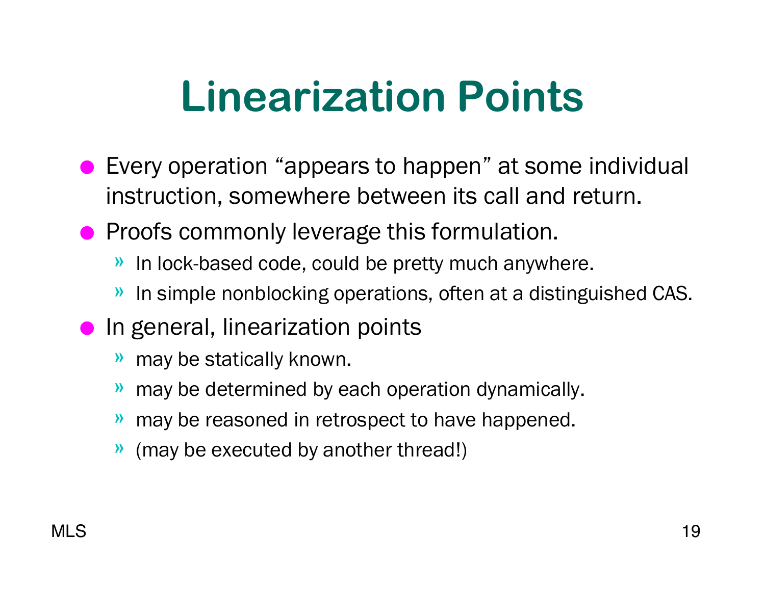# Linearization Points

- Every operation "appears to happen" at some individual instruction, somewhere between its call and return.
- Proofs commonly leverage this formulation.
  - In lock-based code, could be pretty much anywhere.
  - In simple nonblocking operations, often at a distinguished CAS.
- In general, linearization points
  - may be statically known.
  - may be determined by each operation dynamically.
  - may be reasoned in retrospect to have happened.
  - (may be executed by another thread!)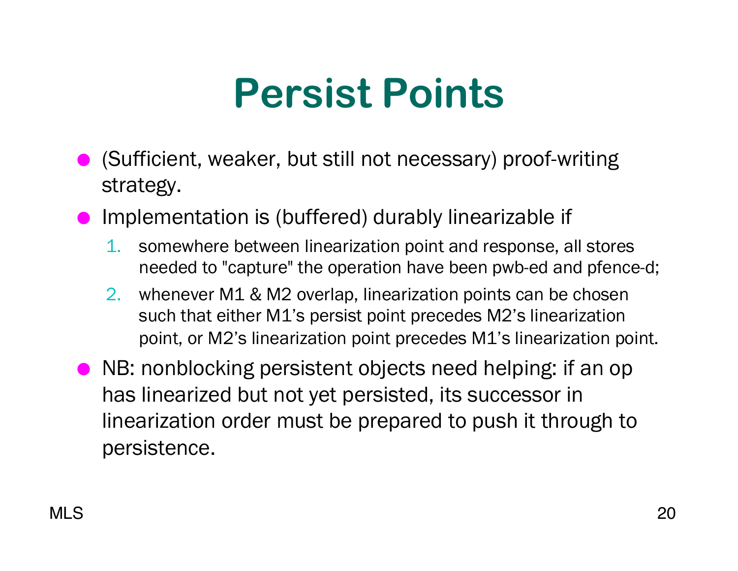# Persist Points

- (Sufficient, weaker, but still not necessary) proof-writing strategy.
- Implementation is (buffered) durably linearizable if
  1. somewhere between linearization point and response, all stores needed to "capture" the operation have been pwb-ed and pfence-d;
  2. whenever M1 & M2 overlap, linearization points can be chosen such that either M1's persist point precedes M2's linearization point, or M2's linearization point precedes M1's linearization point.
- NB: nonblocking persistent objects need helping: if an op has linearized but not yet persisted, its successor in linearization order must be prepared to push it through to persistence.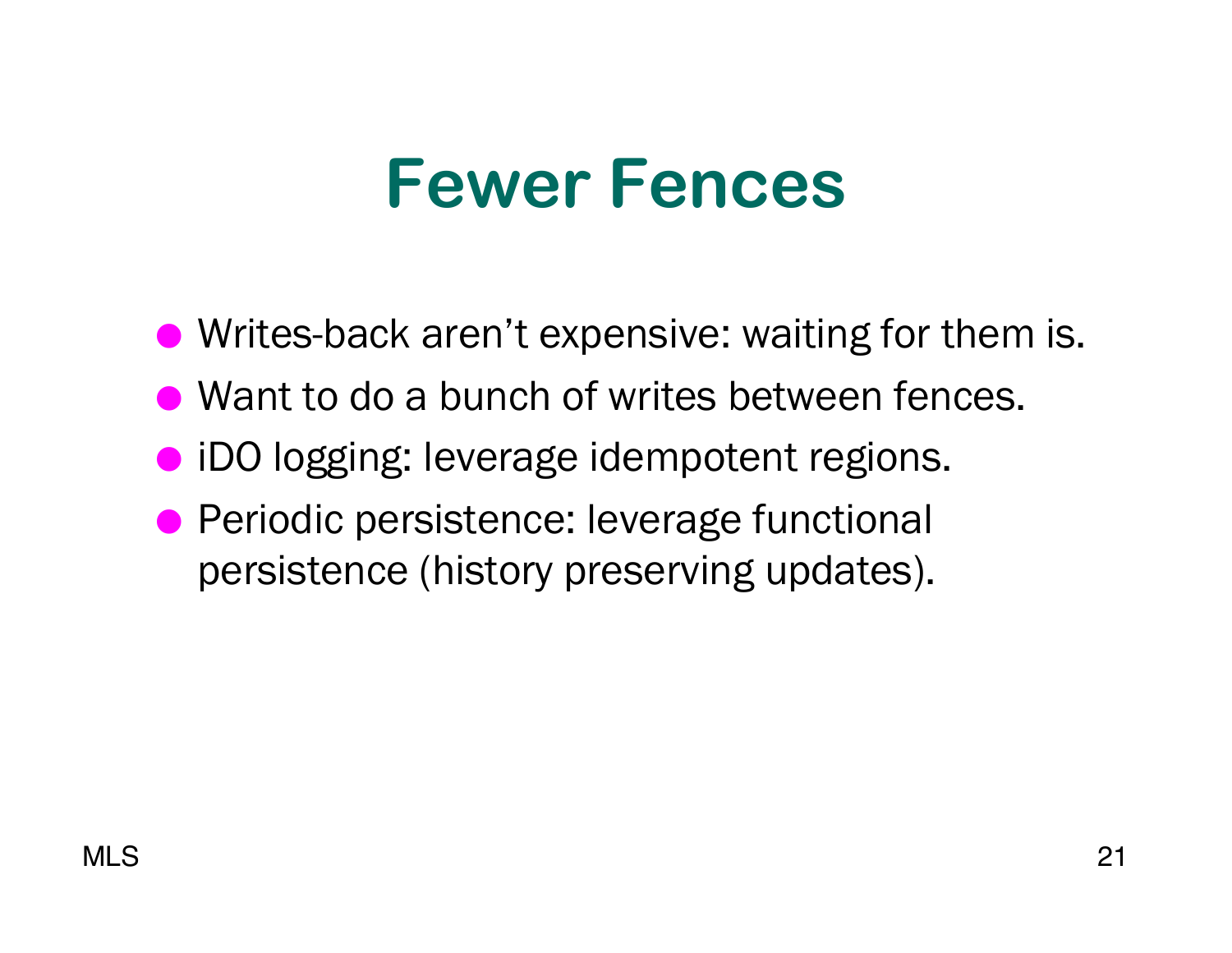# Fewer Fences

- Writes-back aren't expensive: waiting for them is.
- Want to do a bunch of writes between fences.
- iDO logging: leverage idempotent regions.
- Periodic persistence: leverage functional persistence (history preserving updates).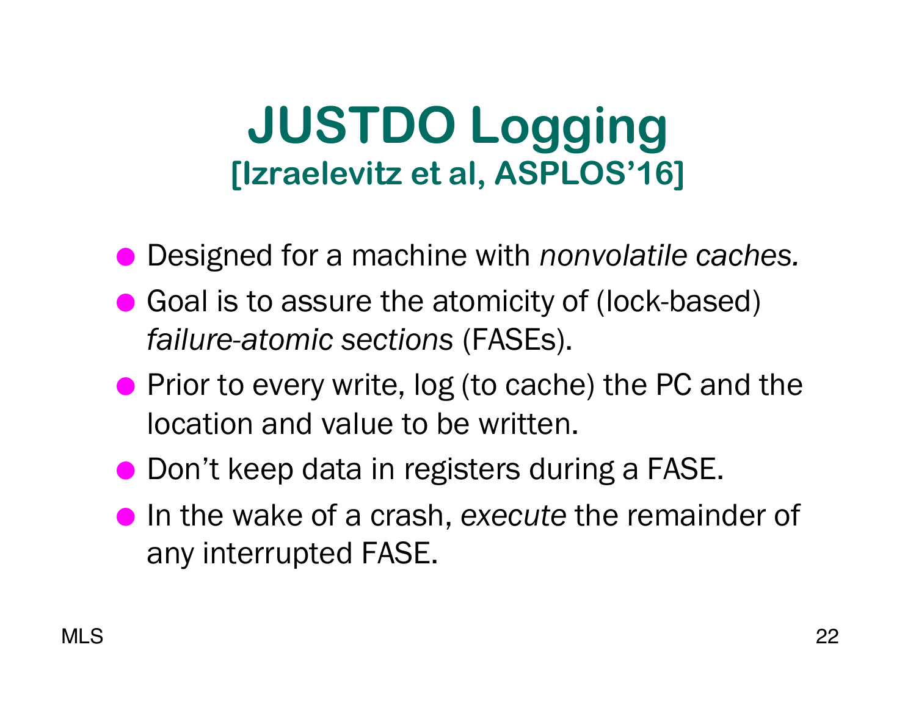# JUSTDO Logging
## [Izraelevitz et al, ASPLOS'16]

- Designed for a machine with *nonvolatile caches.*
- Goal is to assure the atomicity of (lock-based) *failure-atomic sections* (FASEs).
- Prior to every write, log (to cache) the PC and the location and value to be written.
- Don't keep data in registers during a FASE.
- In the wake of a crash, *execute* the remainder of any interrupted FASE.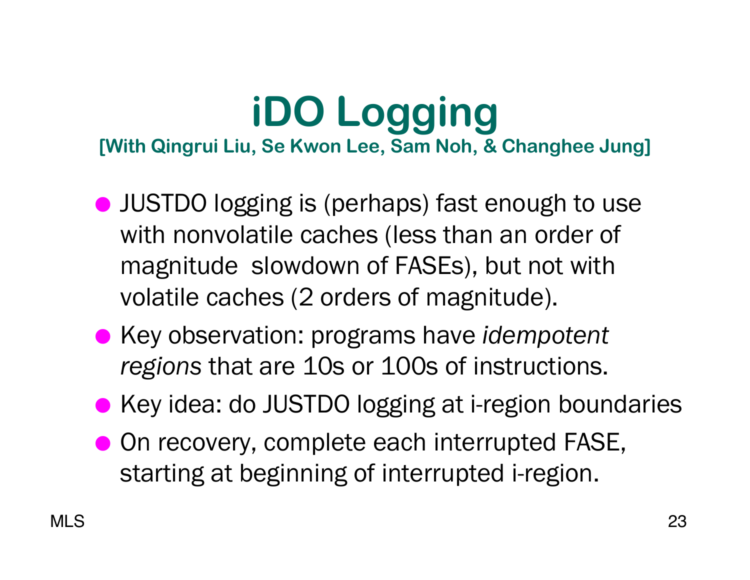# iDO Logging

**[With Qingrui Liu, Se Kwon Lee, Sam Noh, & Changhee Jung]**

- JUSTDO logging is (perhaps) fast enough to use with nonvolatile caches (less than an order of magnitude slowdown of FASEs), but not with volatile caches (2 orders of magnitude).
- Key observation: programs have *idempotent regions* that are 10s or 100s of instructions.
- Key idea: do JUSTDO logging at i-region boundaries
- On recovery, complete each interrupted FASE, starting at beginning of interrupted i-region.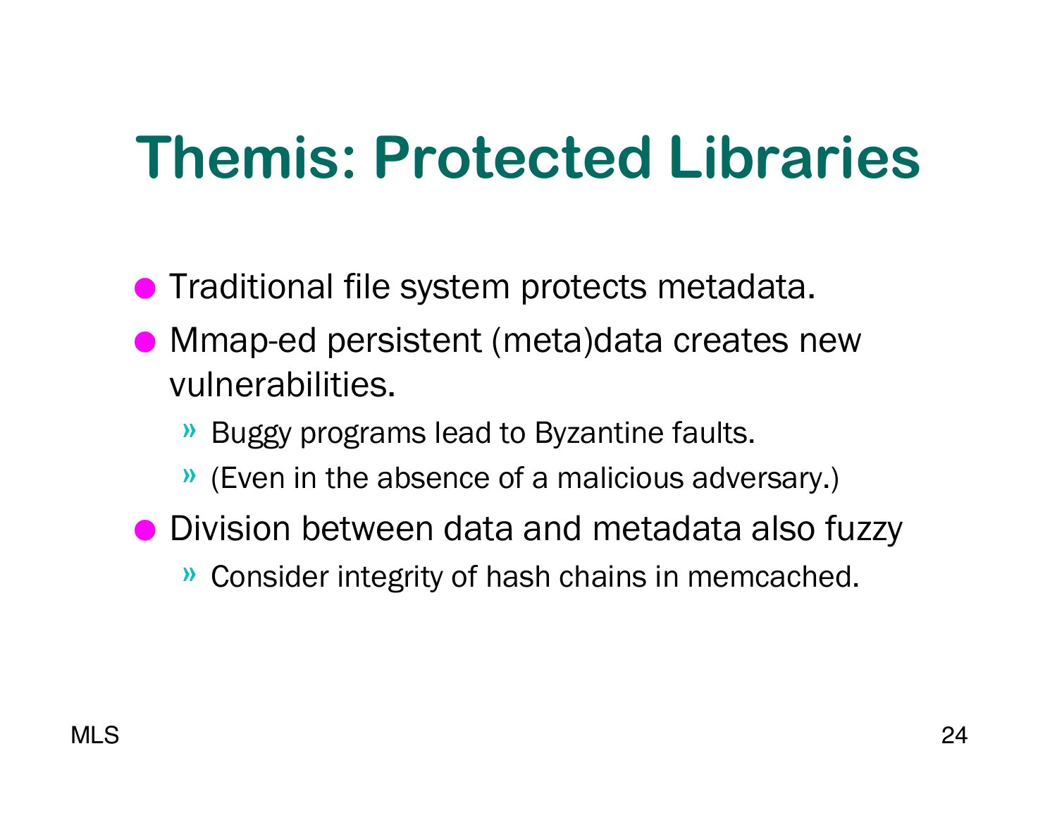# Themis: Protected Libraries

- Traditional file system protects metadata.
- Mmap-ed persistent (meta)data creates new vulnerabilities.
  - Buggy programs lead to Byzantine faults.
  - (Even in the absence of a malicious adversary.)
- Division between data and metadata also fuzzy
  - Consider integrity of hash chains in memcached.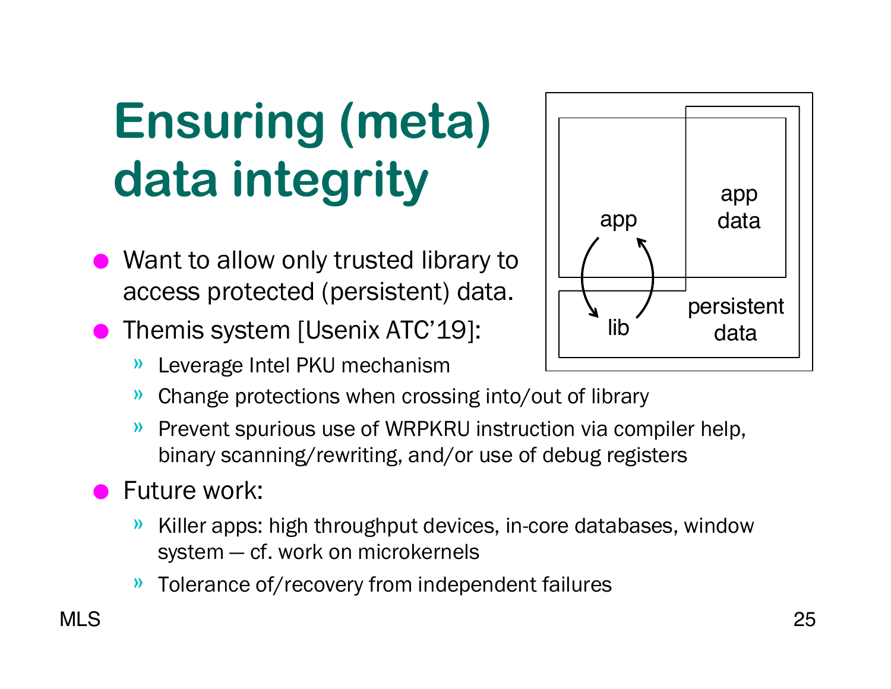# Ensuring (meta) data integrity

- Want to allow only trusted library to access protected (persistent) data.
- Themis system [Usenix ATC'19]:
  - Leverage Intel PKU mechanism
  - Change protections when crossing into/out of library
  - Prevent spurious use of WRPKRU instruction via compiler help, binary scanning/rewriting, and/or use of debug registers
- Future work:
  - Killer apps: high throughput devices, in-core databases, window system — cf. work on microkernels
  - Tolerance of/recovery from independent failures

app

app data

lib

persistent data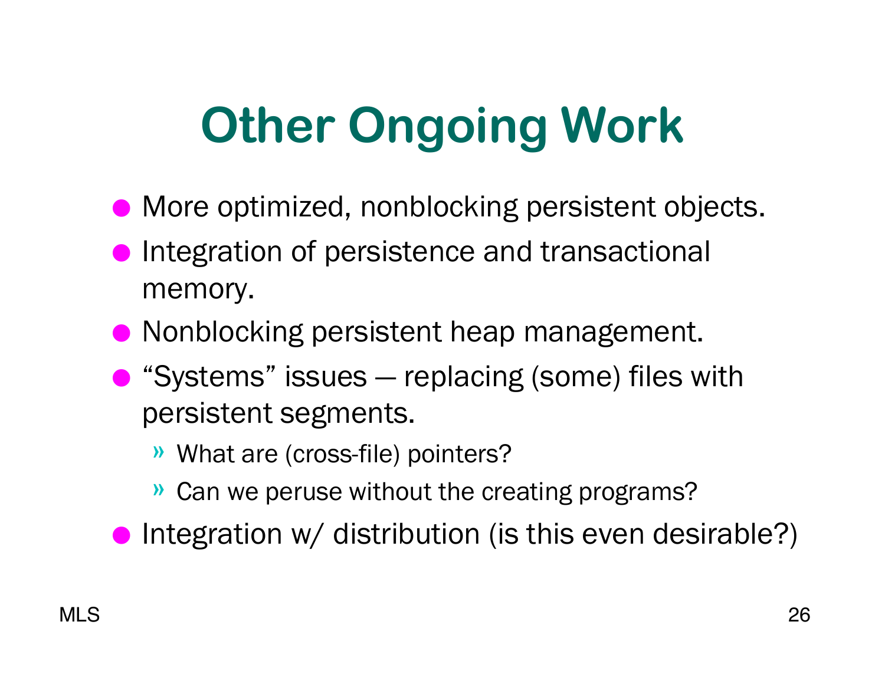# Other Ongoing Work

- More optimized, nonblocking persistent objects.
- Integration of persistence and transactional memory.
- Nonblocking persistent heap management.
- “Systems” issues — replacing (some) files with persistent segments.
  - What are (cross-file) pointers?
  - Can we peruse without the creating programs?
- Integration w/ distribution (is this even desirable?)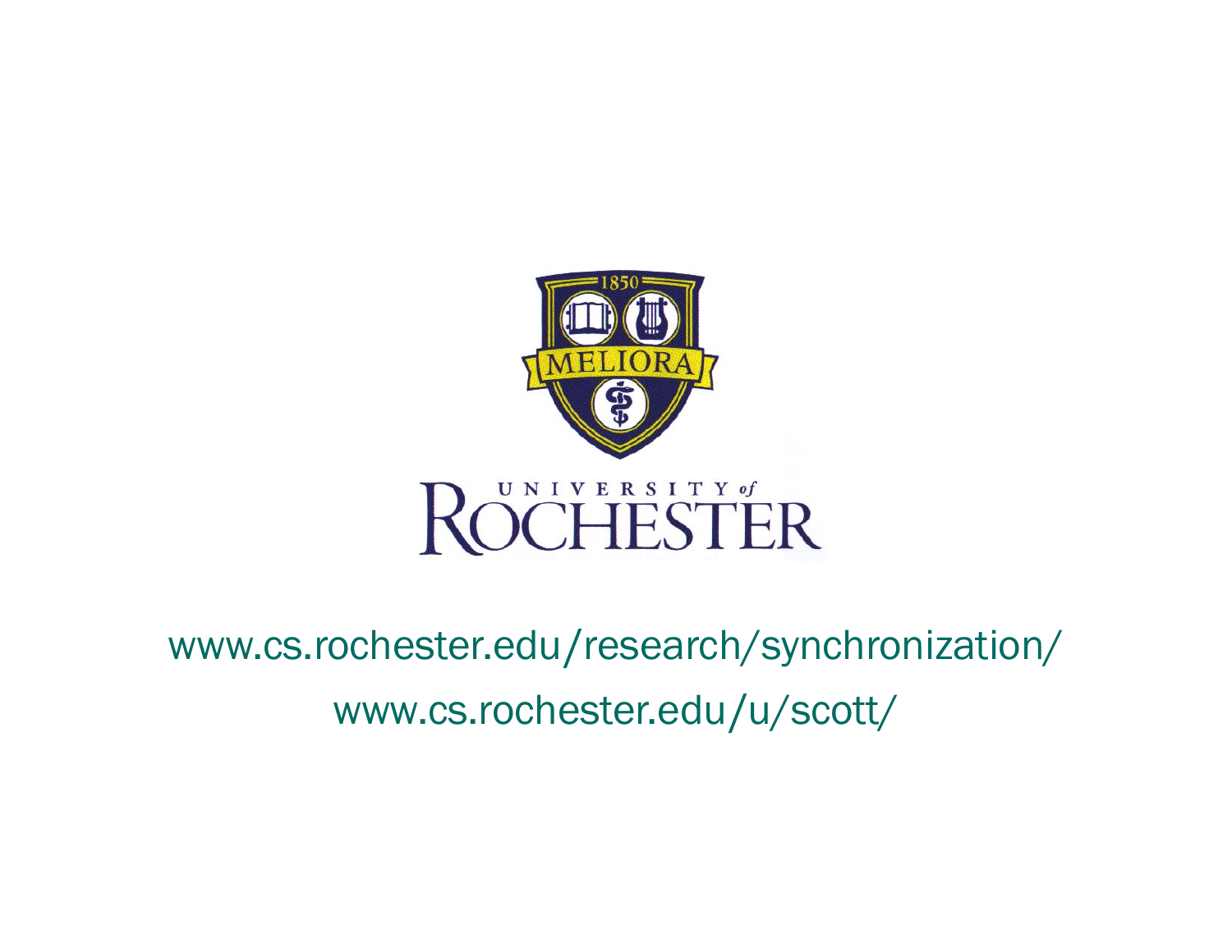www.cs.rochester.edu/research/synchronization/

www.cs.rochester.edu/u/scott/